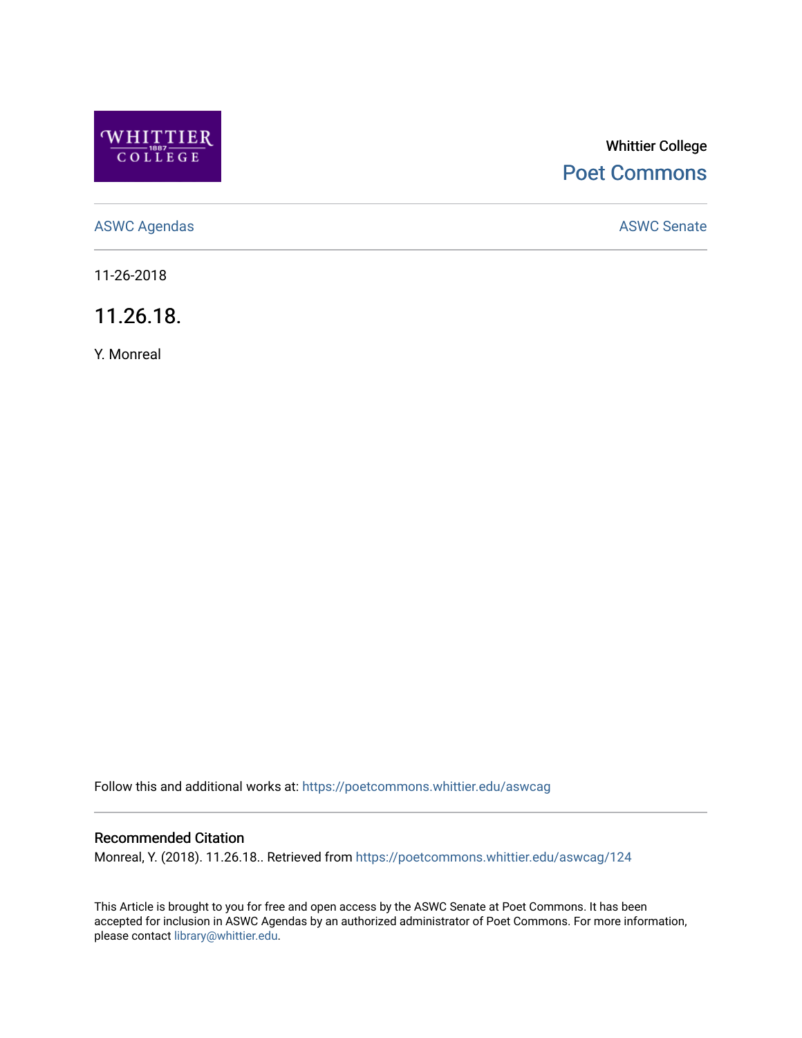Whittier College

Poet Commons

ASWC Agendas

ASWC Senate

11-26-2018

# 11.26.18.

Y. Monreal

Follow this and additional works at: https://poetcommons.whittier.edu/aswcag

## Recommended Citation

Monreal, Y. (2018). 11.26.18.. Retrieved from https://poetcommons.whittier.edu/aswcag/124

This Article is brought to you for free and open access by the ASWC Senate at Poet Commons. It has been accepted for inclusion in ASWC Agendas by an authorized administrator of Poet Commons. For more information, please contact library@whittier.edu.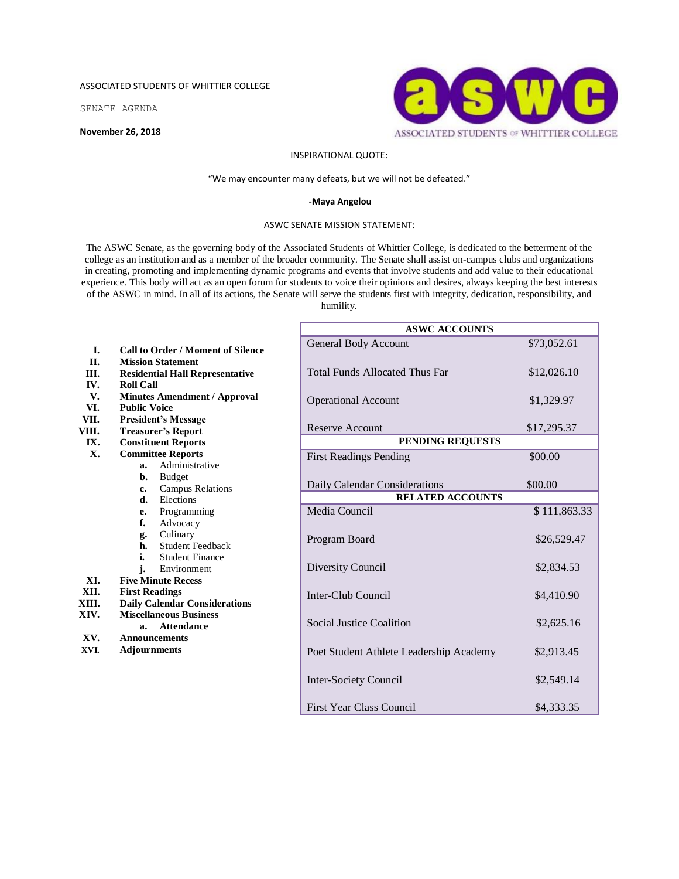ASSOCIATED STUDENTS OF WHITTIER COLLEGE

SENATE AGENDA

**November 26, 2018**

ASSOCIATED STUDENTS OF WHITTIER COLLEGE

INSPIRATIONAL QUOTE:

"We may encounter many defeats, but we will not be defeated."

**-Maya Angelou**

ASWC SENATE MISSION STATEMENT:

The ASWC Senate, as the governing body of the Associated Students of Whittier College, is dedicated to the betterment of the college as an institution and as a member of the broader community. The Senate shall assist on-campus clubs and organizations in creating, promoting and implementing dynamic programs and events that involve students and add value to their educational experience. This body will act as an open forum for students to voice their opinions and desires, always keeping the best interests of the ASWC in mind. In all of its actions, the Senate will serve the students first with integrity, dedication, responsibility, and humility.

- **I. Call to Order / Moment of Silence**
- **II. Mission Statement**
- **III. Residential Hall Representative**
- **IV. Roll Call**
- **V. Minutes Amendment / Approval**
- **VI. Public Voice**
- **VII. President's Message**
- **VIII. Treasurer's Report**
- **IX. Constituent Reports**
- **X. Committee Reports**
    - **a.** Administrative
    - **b.** Budget
    - **c.** Campus Relations
    - **d.** Elections
    - **e.** Programming
    - **f.** Advocacy
    - **g.** Culinary
    - **h.** Student Feedback
    - **i.** Student Finance
    - **j.** Environment
- **XI. Five Minute Recess**
- **XII. First Readings**
- **XIII. Daily Calendar Considerations**
- **XIV. Miscellaneous Business**
    - **a. Attendance**
- **XV. Announcements**
- **XVI. Adjournments**

| **ASWC ACCOUNTS** | |
|---|---|
| General Body Account | $73,052.61 |
| Total Funds Allocated Thus Far | $12,026.10 |
| Operational Account | $1,329.97 |
| Reserve Account | $17,295.37 |
| **PENDING REQUESTS** | |
| First Readings Pending | $00.00 |
| Daily Calendar Considerations | $00.00 |
| **RELATED ACCOUNTS** | |
| Media Council | $ 111,863.33 |
| Program Board | $26,529.47 |
| Diversity Council | $2,834.53 |
| Inter-Club Council | $4,410.90 |
| Social Justice Coalition | $2,625.16 |
| Poet Student Athlete Leadership Academy | $2,913.45 |
| Inter-Society Council | $2,549.14 |
| First Year Class Council | $4,333.35 |